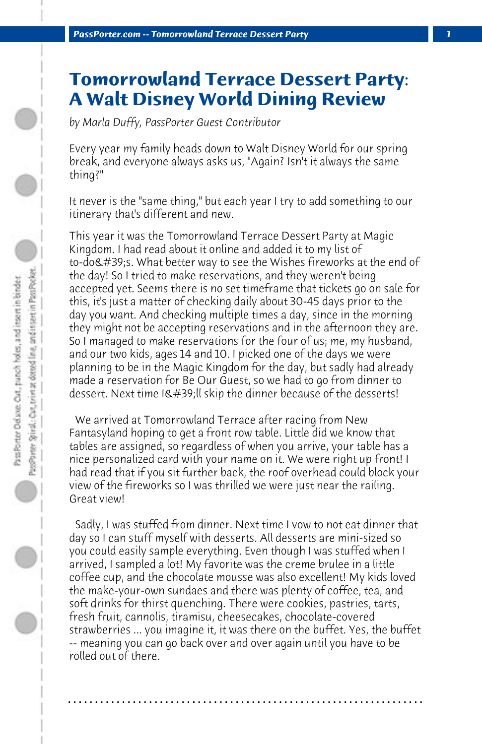# Tomorrowland Terrace Dessert Party: A Walt Disney World Dining Review

*by Marla Duffy, PassPorter Guest Contributor*

Every year my family heads down to Walt Disney World for our spring break, and everyone always asks us, "Again? Isn't it always the same thing?"

It never is the "same thing," but each year I try to add something to our itinerary that's different and new.

This year it was the Tomorrowland Terrace Dessert Party at Magic Kingdom. I had read about it online and added it to my list of to-do&#39;s. What better way to see the Wishes fireworks at the end of the day! So I tried to make reservations, and they weren't being accepted yet. Seems there is no set timeframe that tickets go on sale for this, it's just a matter of checking daily about 30-45 days prior to the day you want. And checking multiple times a day, since in the morning they might not be accepting reservations and in the afternoon they are. So I managed to make reservations for the four of us; me, my husband, and our two kids, ages 14 and 10. I picked one of the days we were planning to be in the Magic Kingdom for the day, but sadly had already made a reservation for Be Our Guest, so we had to go from dinner to dessert. Next time I&#39;ll skip the dinner because of the desserts!

We arrived at Tomorrowland Terrace after racing from New Fantasyland hoping to get a front row table. Little did we know that tables are assigned, so regardless of when you arrive, your table has a nice personalized card with your name on it. We were right up front! I had read that if you sit further back, the roof overhead could block your view of the fireworks so I was thrilled we were just near the railing. Great view!

Sadly, I was stuffed from dinner. Next time I vow to not eat dinner that day so I can stuff myself with desserts. All desserts are mini-sized so you could easily sample everything. Even though I was stuffed when I arrived, I sampled a lot! My favorite was the creme brulee in a little coffee cup, and the chocolate mousse was also excellent! My kids loved the make-your-own sundaes and there was plenty of coffee, tea, and soft drinks for thirst quenching. There were cookies, pastries, tarts, fresh fruit, cannolis, tiramisu, cheesecakes, chocolate-covered strawberries ... you imagine it, it was there on the buffet. Yes, the buffet -- meaning you can go back over and over again until you have to be rolled out of there.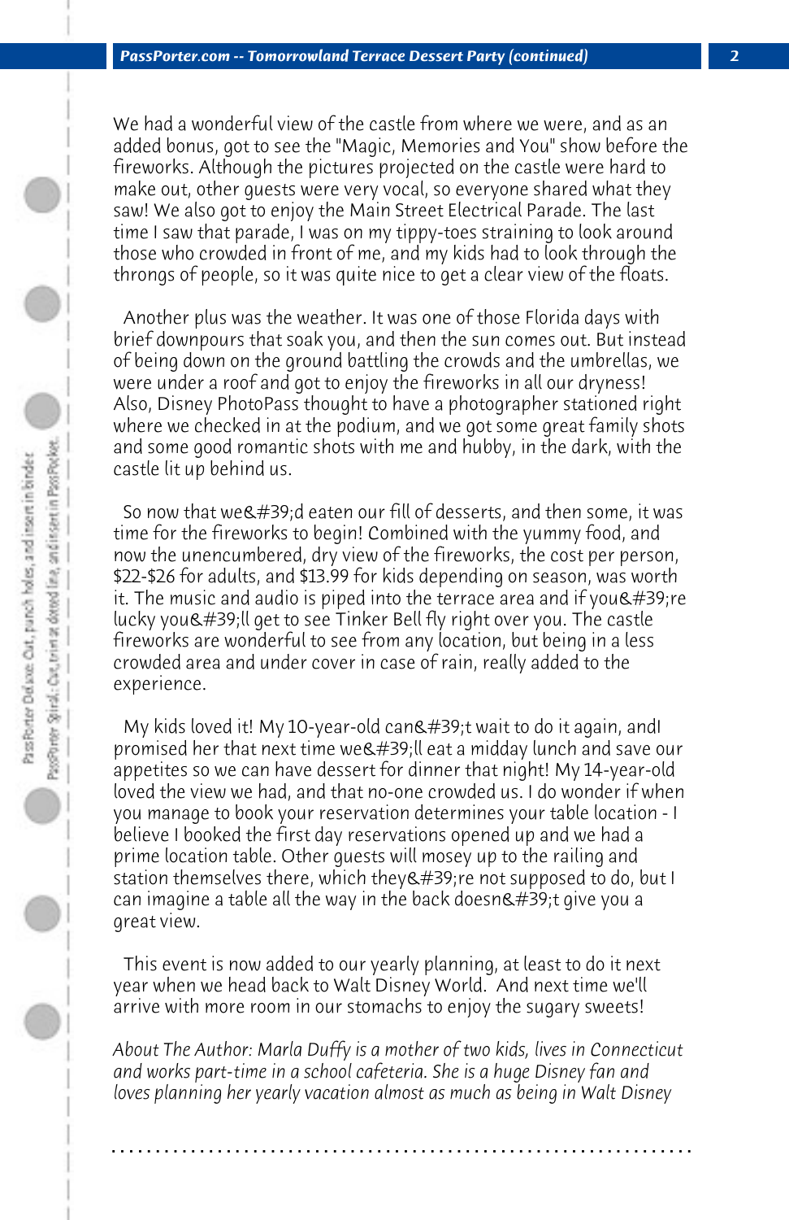We had a wonderful view of the castle from where we were, and as an added bonus, got to see the "Magic, Memories and You" show before the fireworks. Although the pictures projected on the castle were hard to make out, other guests were very vocal, so everyone shared what they saw! We also got to enjoy the Main Street Electrical Parade. The last time I saw that parade, I was on my tippy-toes straining to look around those who crowded in front of me, and my kids had to look through the throngs of people, so it was quite nice to get a clear view of the floats.

Another plus was the weather. It was one of those Florida days with brief downpours that soak you, and then the sun comes out. But instead of being down on the ground battling the crowds and the umbrellas, we were under a roof and got to enjoy the fireworks in all our dryness! Also, Disney PhotoPass thought to have a photographer stationed right where we checked in at the podium, and we got some great family shots and some good romantic shots with me and hubby, in the dark, with the castle lit up behind us.

So now that we&#39;d eaten our fill of desserts, and then some, it was time for the fireworks to begin! Combined with the yummy food, and now the unencumbered, dry view of the fireworks, the cost per person, $22-$26 for adults, and $13.99 for kids depending on season, was worth it. The music and audio is piped into the terrace area and if you&#39;re lucky you&#39;ll get to see Tinker Bell fly right over you. The castle fireworks are wonderful to see from any location, but being in a less crowded area and under cover in case of rain, really added to the experience.

My kids loved it! My 10-year-old can&#39;t wait to do it again, andI promised her that next time we&#39;ll eat a midday lunch and save our appetites so we can have dessert for dinner that night! My 14-year-old loved the view we had, and that no-one crowded us. I do wonder if when you manage to book your reservation determines your table location - I believe I booked the first day reservations opened up and we had a prime location table. Other guests will mosey up to the railing and station themselves there, which they&#39;re not supposed to do, but I can imagine a table all the way in the back doesn&#39;t give you a great view.

This event is now added to our yearly planning, at least to do it next year when we head back to Walt Disney World. And next time we'll arrive with more room in our stomachs to enjoy the sugary sweets!

*About The Author: Marla Duffy is a mother of two kids, lives in Connecticut and works part-time in a school cafeteria. She is a huge Disney fan and loves planning her yearly vacation almost as much as being in Walt Disney*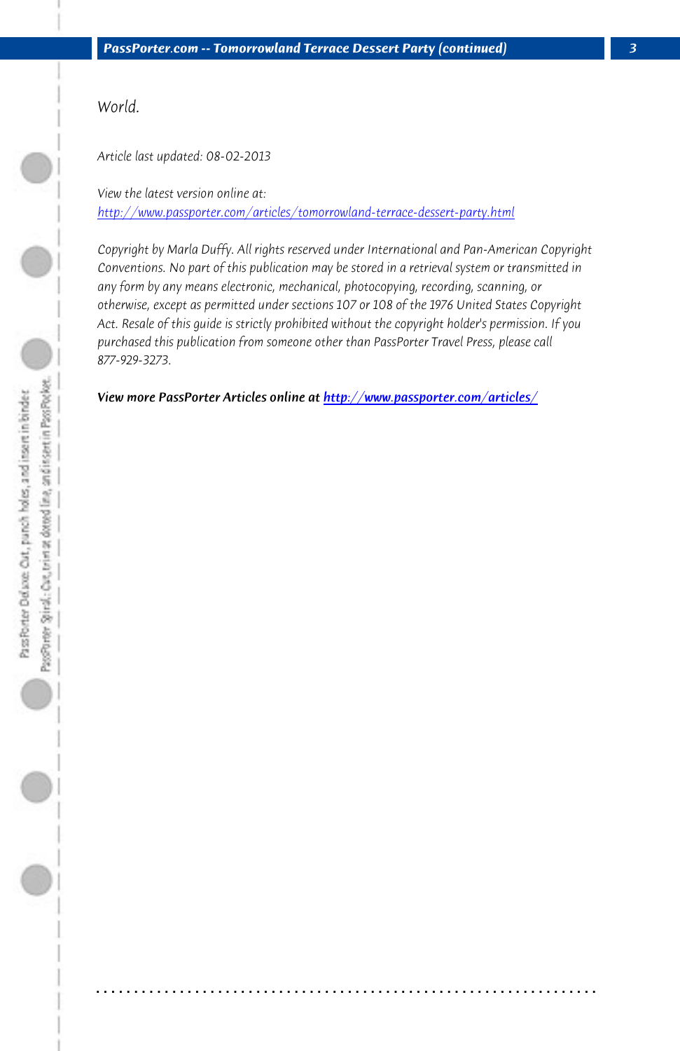*World.*

*Article last updated: 08-02-2013*

*View the latest version online at:*
*[http://www.passporter.com/articles/tomorrowland-terrace-dessert-party.html](http://www.passporter.com/articles/tomorrowland-terrace-dessert-party.html)*

*Copyright by Marla Duffy. All rights reserved under International and Pan-American Copyright Conventions. No part of this publication may be stored in a retrieval system or transmitted in any form by any means electronic, mechanical, photocopying, recording, scanning, or otherwise, except as permitted under sections 107 or 108 of the 1976 United States Copyright Act. Resale of this guide is strictly prohibited without the copyright holder's permission. If you purchased this publication from someone other than PassPorter Travel Press, please call 877-929-3273.*

***View more PassPorter Articles online at [http://www.passporter.com/articles/](http://www.passporter.com/articles/)***